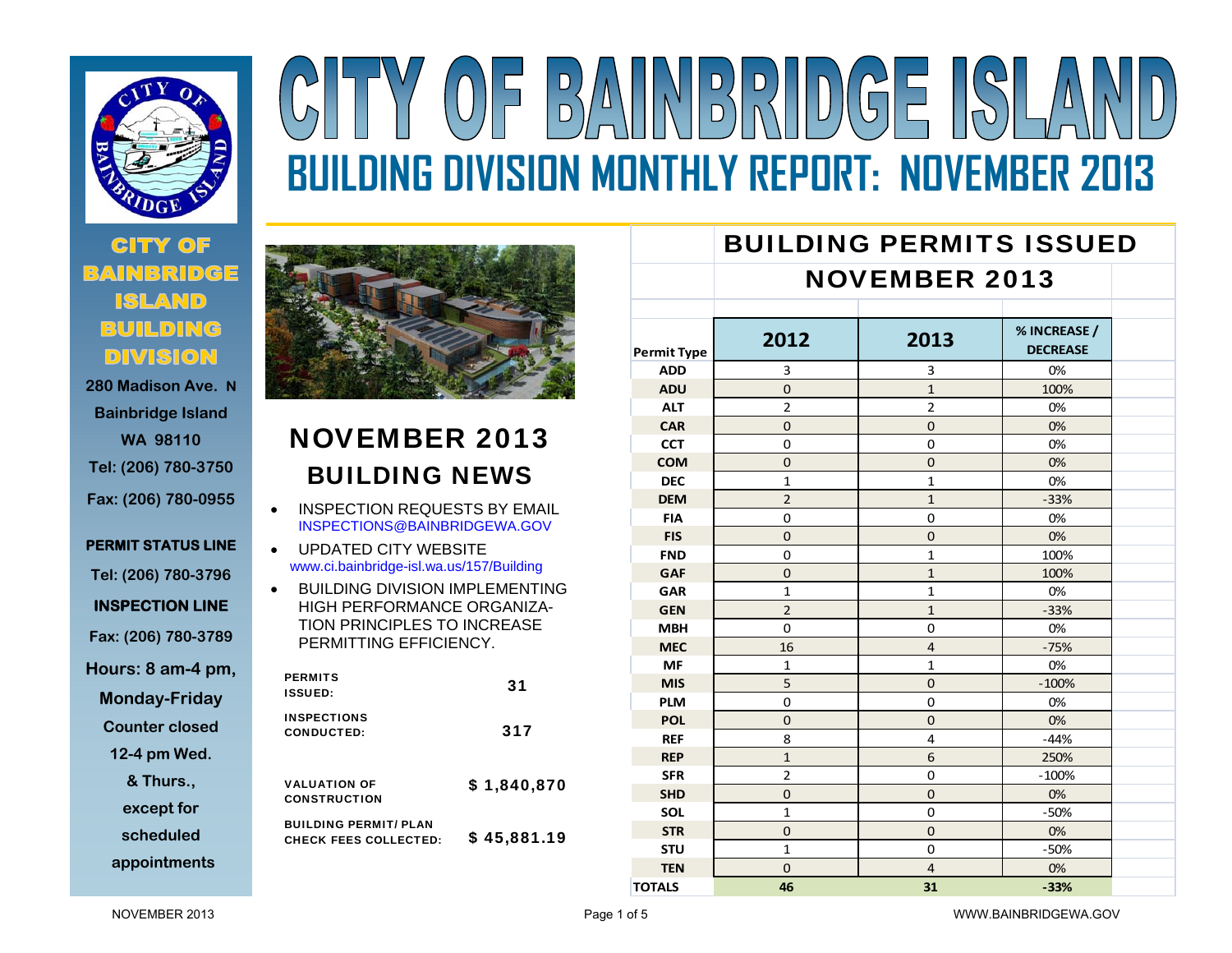# CITY OF BAINBRIDGE ISLAND

## BUILDING DIVISION MONTHLY REPORT: NOVEMBER 2013

**CITY OF BAINBRIDGE ISLAND BUILDING DIVISION**

280 Madison Ave. N
Bainbridge Island
WA 98110
Tel: (206) 780-3750
Fax: (206) 780-0955

**PERMIT STATUS LINE**
Tel: (206) 780-3796

**INSPECTION LINE**
Fax: (206) 780-3789

Hours: 8 am-4 pm, Monday-Friday
Counter closed 12-4 pm Wed. & Thurs., except for scheduled appointments

## NOVEMBER 2013 BUILDING NEWS

- INSPECTION REQUESTS BY EMAIL INSPECTIONS@BAINBRIDGEWA.GOV
- UPDATED CITY WEBSITE www.ci.bainbridge-isl.wa.us/157/Building
- BUILDING DIVISION IMPLEMENTING HIGH PERFORMANCE ORGANIZATION PRINCIPLES TO INCREASE PERMITTING EFFICIENCY.

| | |
|---|---|
| PERMITS ISSUED: | 31 |
| INSPECTIONS CONDUCTED: | 317 |
| VALUATION OF CONSTRUCTION | $ 1,840,870 |
| BUILDING PERMIT/ PLAN CHECK FEES COLLECTED: | $ 45,881.19 |

## BUILDING PERMITS ISSUED NOVEMBER 2013

| Permit Type | 2012 | 2013 | % INCREASE / DECREASE |
|---|---|---|---|
| ADD | 3 | 3 | 0% |
| ADU | 0 | 1 | 100% |
| ALT | 2 | 2 | 0% |
| CAR | 0 | 0 | 0% |
| CCT | 0 | 0 | 0% |
| COM | 0 | 0 | 0% |
| DEC | 1 | 1 | 0% |
| DEM | 2 | 1 | -33% |
| FIA | 0 | 0 | 0% |
| FIS | 0 | 0 | 0% |
| FND | 0 | 1 | 100% |
| GAF | 0 | 1 | 100% |
| GAR | 1 | 1 | 0% |
| GEN | 2 | 1 | -33% |
| MBH | 0 | 0 | 0% |
| MEC | 16 | 4 | -75% |
| MF | 1 | 1 | 0% |
| MIS | 5 | 0 | -100% |
| PLM | 0 | 0 | 0% |
| POL | 0 | 0 | 0% |
| REF | 8 | 4 | -44% |
| REP | 1 | 6 | 250% |
| SFR | 2 | 0 | -100% |
| SHD | 0 | 0 | 0% |
| SOL | 1 | 0 | -50% |
| STR | 0 | 0 | 0% |
| STU | 1 | 0 | -50% |
| TEN | 0 | 4 | 0% |
| **TOTALS** | **46** | **31** | **-33%** |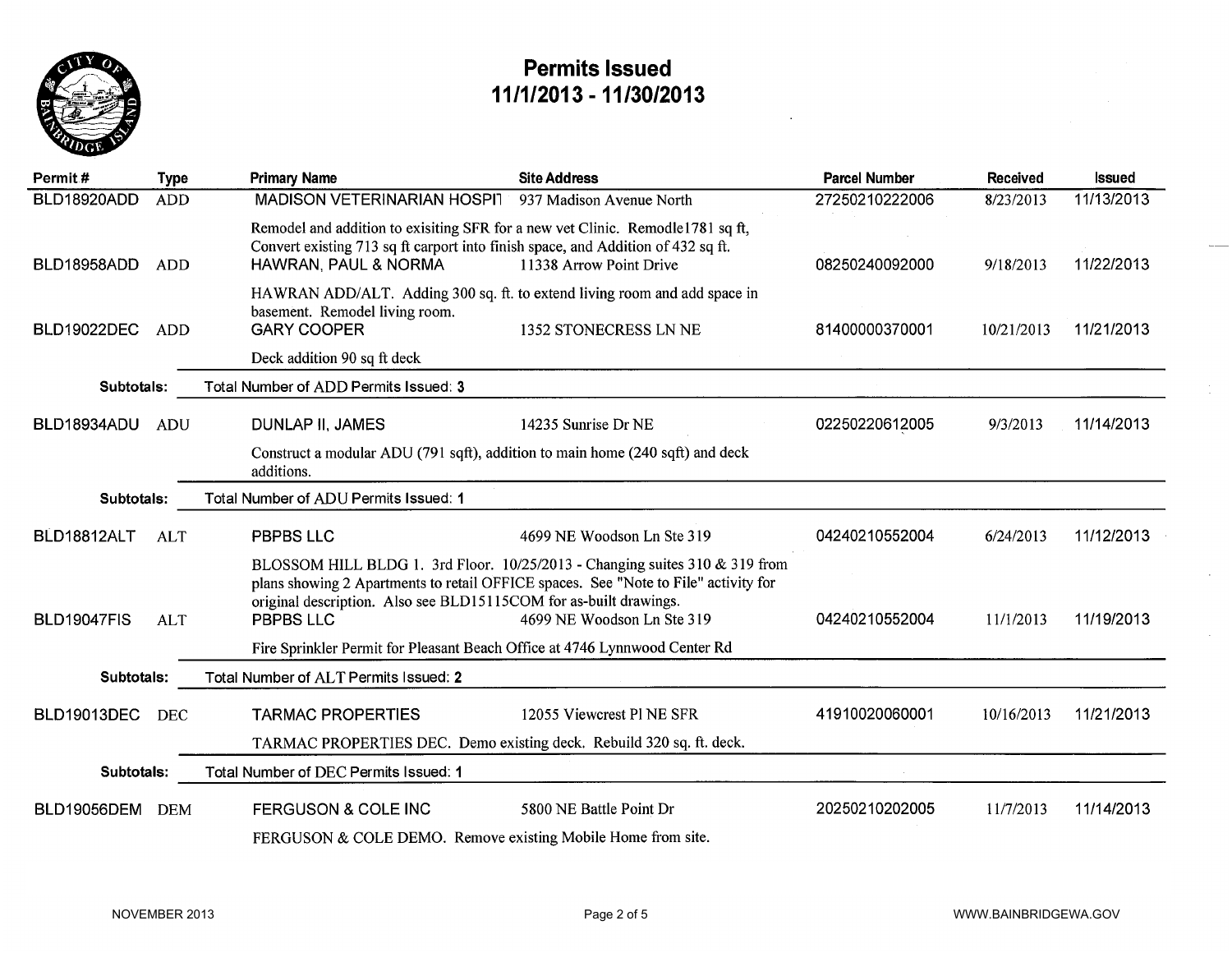# Permits Issued
## 11/1/2013 - 11/30/2013

| Permit # | Type | Primary Name | Site Address | Parcel Number | Received | Issued |
|---|---|---|---|---|---|---|
| BLD18920ADD | ADD | MADISON VETERINARIAN HOSPI | 937 Madison Avenue North | 27250210222006 | 8/23/2013 | 11/13/2013 |
| | | Remodel and addition to exisiting SFR for a new vet Clinic. Remodle1781 sq ft, Convert existing 713 sq ft carport into finish space, and Addition of 432 sq ft. | | | | |
| BLD18958ADD | ADD | HAWRAN, PAUL & NORMA | 11338 Arrow Point Drive | 08250240092000 | 9/18/2013 | 11/22/2013 |
| | | HAWRAN ADD/ALT. Adding 300 sq. ft. to extend living room and add space in basement. Remodel living room. | | | | |
| BLD19022DEC | ADD | GARY COOPER | 1352 STONECRESS LN NE | 81400000370001 | 10/21/2013 | 11/21/2013 |
| | | Deck addition 90 sq ft deck | | | | |
| **Subtotals:** | | Total Number of ADD Permits Issued: 3 | | | | |
| BLD18934ADU | ADU | DUNLAP II, JAMES | 14235 Sunrise Dr NE | 02250220612005 | 9/3/2013 | 11/14/2013 |
| | | Construct a modular ADU (791 sqft), addition to main home (240 sqft) and deck additions. | | | | |
| **Subtotals:** | | Total Number of ADU Permits Issued: 1 | | | | |
| BLD18812ALT | ALT | PBPBS LLC | 4699 NE Woodson Ln Ste 319 | 04240210552004 | 6/24/2013 | 11/12/2013 |
| | | BLOSSOM HILL BLDG 1. 3rd Floor. 10/25/2013 - Changing suites 310 & 319 from plans showing 2 Apartments to retail OFFICE spaces. See "Note to File" activity for original description. Also see BLD15115COM for as-built drawings. | | | | |
| BLD19047FIS | ALT | PBPBS LLC | 4699 NE Woodson Ln Ste 319 | 04240210552004 | 11/1/2013 | 11/19/2013 |
| | | Fire Sprinkler Permit for Pleasant Beach Office at 4746 Lynnwood Center Rd | | | | |
| **Subtotals:** | | Total Number of ALT Permits Issued: 2 | | | | |
| BLD19013DEC | DEC | TARMAC PROPERTIES | 12055 Viewcrest Pl NE SFR | 41910020060001 | 10/16/2013 | 11/21/2013 |
| | | TARMAC PROPERTIES DEC. Demo existing deck. Rebuild 320 sq. ft. deck. | | | | |
| **Subtotals:** | | Total Number of DEC Permits Issued: 1 | | | | |
| BLD19056DEM | DEM | FERGUSON & COLE INC | 5800 NE Battle Point Dr | 20250210202005 | 11/7/2013 | 11/14/2013 |
| | | FERGUSON & COLE DEMO. Remove existing Mobile Home from site. | | | | |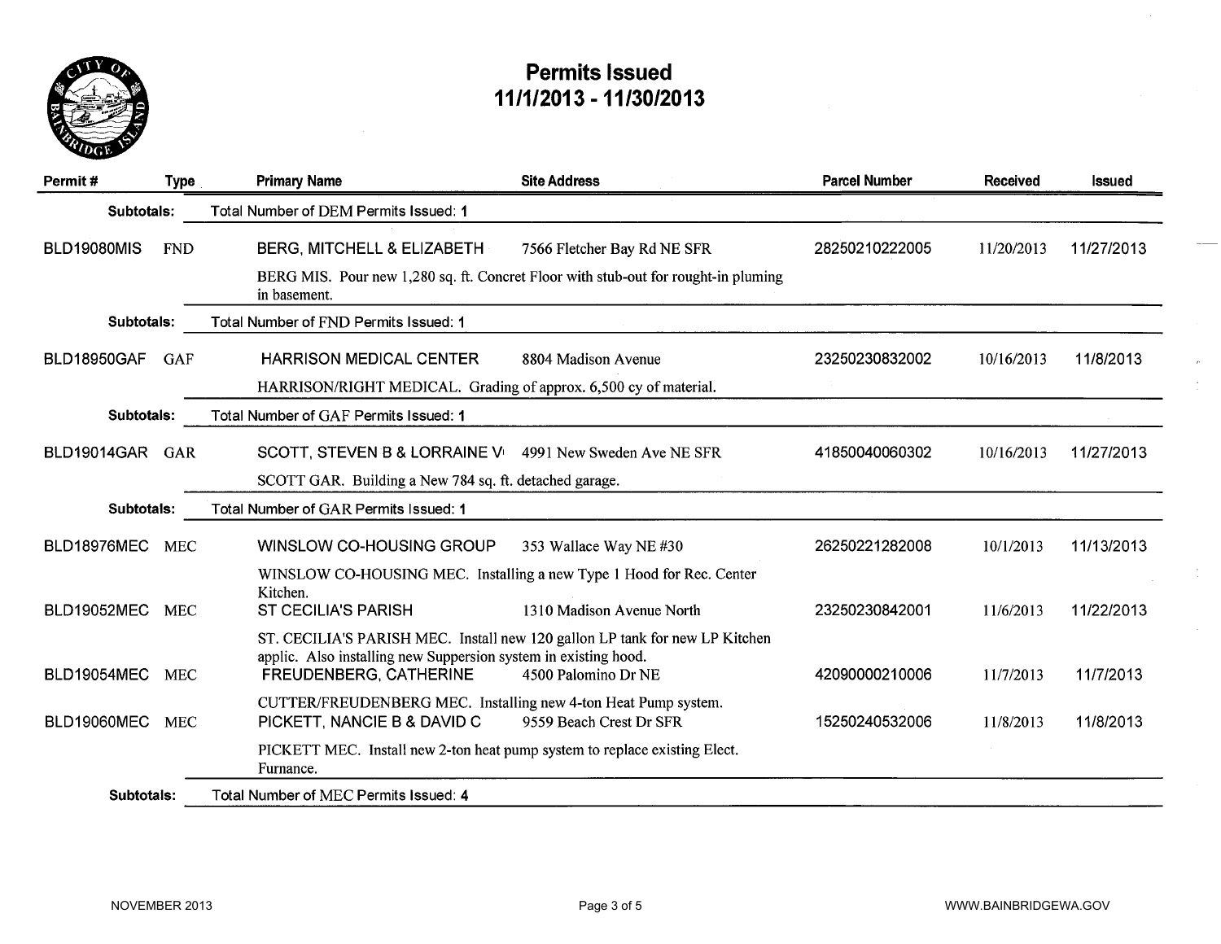# Permits Issued
## 11/1/2013 - 11/30/2013

| Permit # | Type | Primary Name | Site Address | Parcel Number | Received | Issued |
|---|---|---|---|---|---|---|
| **Subtotals:** | | Total Number of DEM Permits Issued: 1 | | | | |
| BLD19080MIS | FND | BERG, MITCHELL & ELIZABETH | 7566 Fletcher Bay Rd NE SFR | 28250210222005 | 11/20/2013 | 11/27/2013 |
| | | BERG MIS. Pour new 1,280 sq. ft. Concret Floor with stub-out for rought-in pluming in basement. | | | | |
| **Subtotals:** | | Total Number of FND Permits Issued: 1 | | | | |
| BLD18950GAF | GAF | HARRISON MEDICAL CENTER | 8804 Madison Avenue | 23250230832002 | 10/16/2013 | 11/8/2013 |
| | | HARRISON/RIGHT MEDICAL. Grading of approx. 6,500 cy of material. | | | | |
| **Subtotals:** | | Total Number of GAF Permits Issued: 1 | | | | |
| BLD19014GAR | GAR | SCOTT, STEVEN B & LORRAINE V | 4991 New Sweden Ave NE SFR | 41850040060302 | 10/16/2013 | 11/27/2013 |
| | | SCOTT GAR. Building a New 784 sq. ft. detached garage. | | | | |
| **Subtotals:** | | Total Number of GAR Permits Issued: 1 | | | | |
| BLD18976MEC | MEC | WINSLOW CO-HOUSING GROUP | 353 Wallace Way NE #30 | 26250221282008 | 10/1/2013 | 11/13/2013 |
| | | WINSLOW CO-HOUSING MEC. Installing a new Type 1 Hood for Rec. Center Kitchen. | | | | |
| BLD19052MEC | MEC | ST CECILIA'S PARISH | 1310 Madison Avenue North | 23250230842001 | 11/6/2013 | 11/22/2013 |
| | | ST. CECILIA'S PARISH MEC. Install new 120 gallon LP tank for new LP Kitchen applic. Also installing new Suppersion system in existing hood. | | | | |
| BLD19054MEC | MEC | FREUDENBERG, CATHERINE | 4500 Palomino Dr NE | 42090000210006 | 11/7/2013 | 11/7/2013 |
| | | CUTTER/FREUDENBERG MEC. Installing new 4-ton Heat Pump system. | | | | |
| BLD19060MEC | MEC | PICKETT, NANCIE B & DAVID C | 9559 Beach Crest Dr SFR | 15250240532006 | 11/8/2013 | 11/8/2013 |
| | | PICKETT MEC. Install new 2-ton heat pump system to replace existing Elect. Furnance. | | | | |
| **Subtotals:** | | Total Number of MEC Permits Issued: 4 | | | | |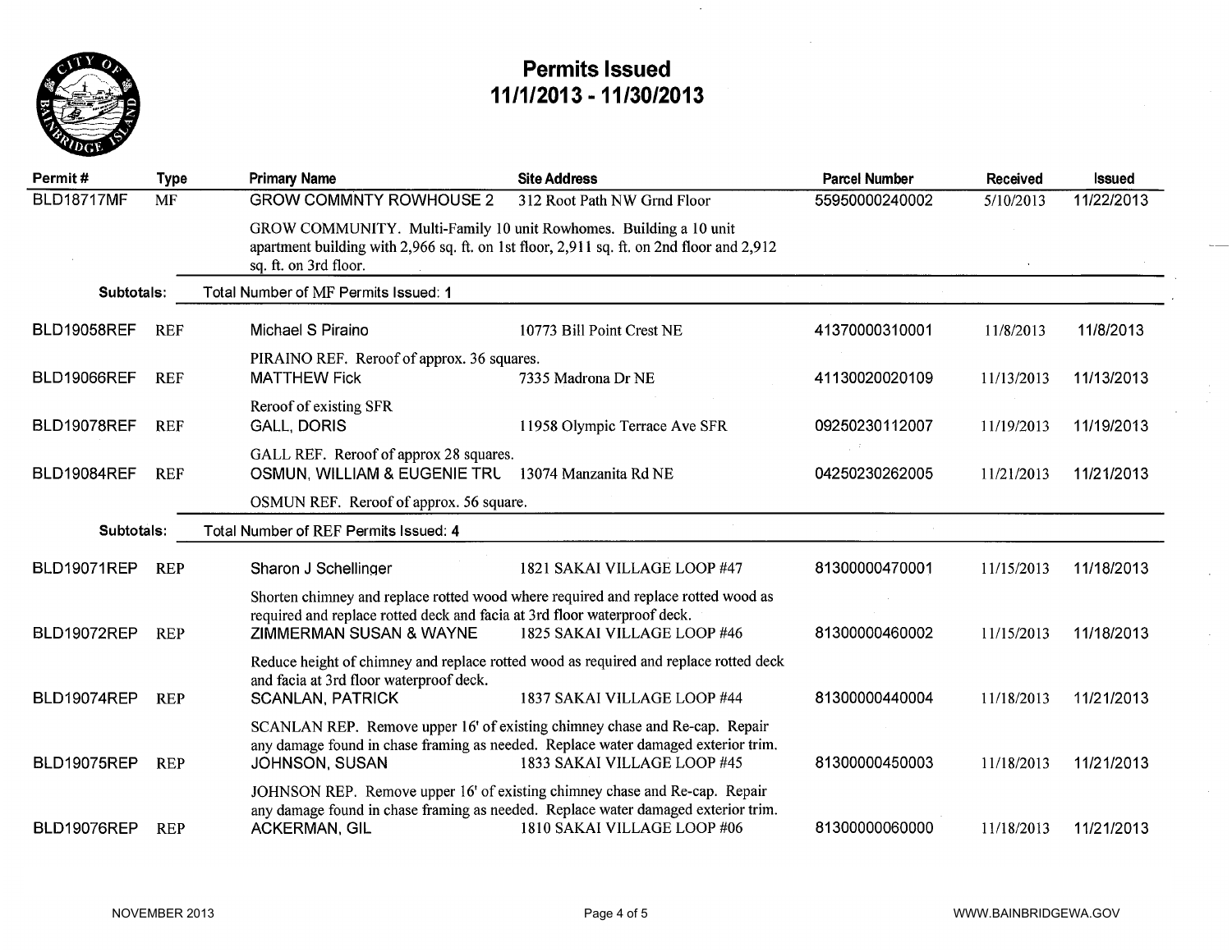# Permits Issued
## 11/1/2013 - 11/30/2013

| Permit # | Type | Primary Name | Site Address | Parcel Number | Received | Issued |
|---|---|---|---|---|---|---|
| BLD18717MF | MF | GROW COMMNTY ROWHOUSE 2 | 312 Root Path NW Grnd Floor | 55950000240002 | 5/10/2013 | 11/22/2013 |
| | | GROW COMMUNITY. Multi-Family 10 unit Rowhomes. Building a 10 unit apartment building with 2,966 sq. ft. on 1st floor, 2,911 sq. ft. on 2nd floor and 2,912 sq. ft. on 3rd floor. | | | | |
| **Subtotals:** | | Total Number of MF Permits Issued: **1** | | | | |
| BLD19058REF | REF | Michael S Piraino | 10773 Bill Point Crest NE | 41370000310001 | 11/8/2013 | 11/8/2013 |
| | | PIRAINO REF. Reroof of approx. 36 squares. | | | | |
| BLD19066REF | REF | MATTHEW Fick | 7335 Madrona Dr NE | 41130020020109 | 11/13/2013 | 11/13/2013 |
| | | Reroof of existing SFR | | | | |
| BLD19078REF | REF | GALL, DORIS | 11958 Olympic Terrace Ave SFR | 09250230112007 | 11/19/2013 | 11/19/2013 |
| | | GALL REF. Reroof of approx 28 squares. | | | | |
| BLD19084REF | REF | OSMUN, WILLIAM & EUGENIE TRU | 13074 Manzanita Rd NE | 04250230262005 | 11/21/2013 | 11/21/2013 |
| | | OSMUN REF. Reroof of approx. 56 square. | | | | |
| **Subtotals:** | | Total Number of REF Permits Issued: **4** | | | | |
| BLD19071REP | REP | Sharon J Schellinger | 1821 SAKAI VILLAGE LOOP #47 | 81300000470001 | 11/15/2013 | 11/18/2013 |
| | | Shorten chimney and replace rotted wood where required and replace rotted wood as required and replace rotted deck and facia at 3rd floor waterproof deck. | | | | |
| BLD19072REP | REP | ZIMMERMAN SUSAN & WAYNE | 1825 SAKAI VILLAGE LOOP #46 | 81300000460002 | 11/15/2013 | 11/18/2013 |
| | | Reduce height of chimney and replace rotted wood as required and replace rotted deck and facia at 3rd floor waterproof deck. | | | | |
| BLD19074REP | REP | SCANLAN, PATRICK | 1837 SAKAI VILLAGE LOOP #44 | 81300000440004 | 11/18/2013 | 11/21/2013 |
| | | SCANLAN REP. Remove upper 16' of existing chimney chase and Re-cap. Repair any damage found in chase framing as needed. Replace water damaged exterior trim. | | | | |
| BLD19075REP | REP | JOHNSON, SUSAN | 1833 SAKAI VILLAGE LOOP #45 | 81300000450003 | 11/18/2013 | 11/21/2013 |
| | | JOHNSON REP. Remove upper 16' of existing chimney chase and Re-cap. Repair any damage found in chase framing as needed. Replace water damaged exterior trim. | | | | |
| BLD19076REP | REP | ACKERMAN, GIL | 1810 SAKAI VILLAGE LOOP #06 | 81300000060000 | 11/18/2013 | 11/21/2013 |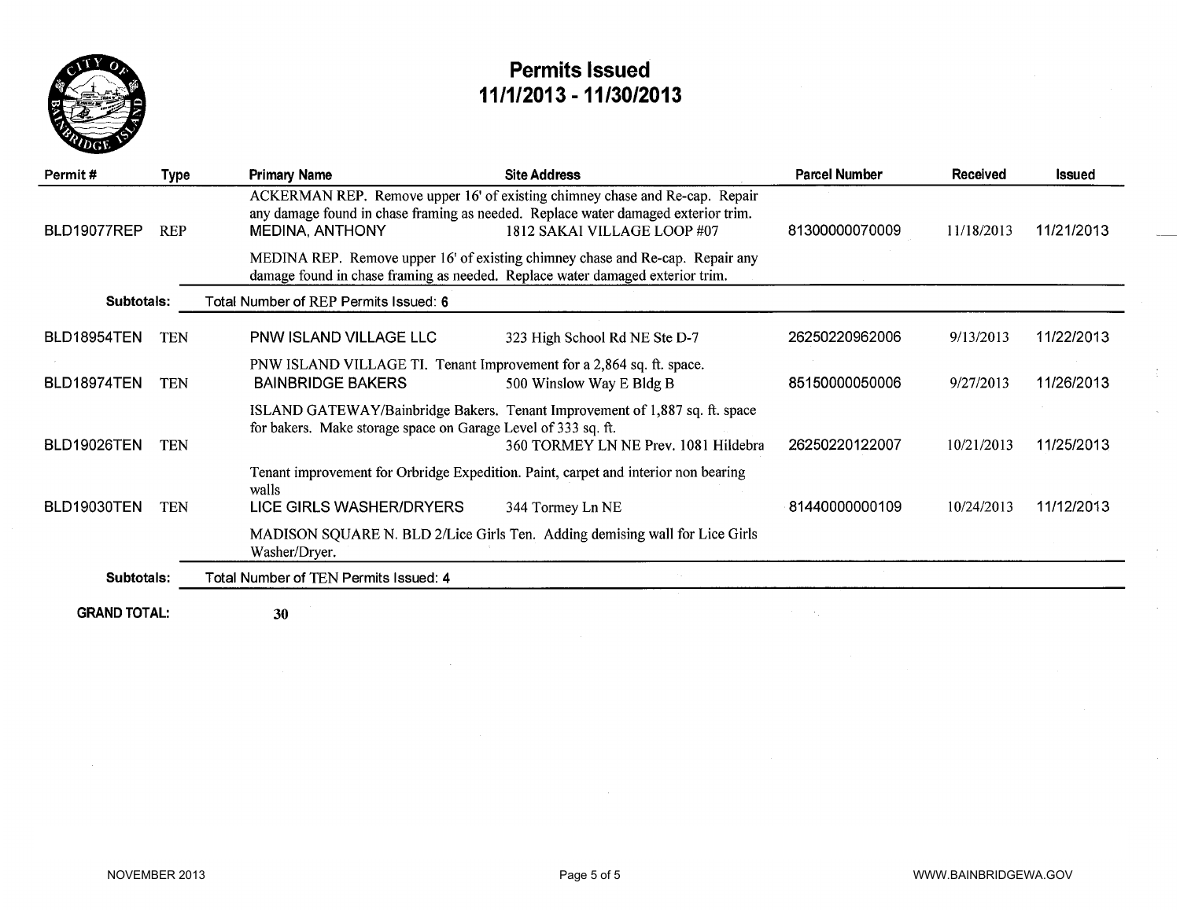# Permits Issued
## 11/1/2013 - 11/30/2013

| Permit # | Type | Primary Name | Site Address | Parcel Number | Received | Issued |
|---|---|---|---|---|---|---|
| | | ACKERMAN REP. Remove upper 16' of existing chimney chase and Re-cap. Repair any damage found in chase framing as needed. Replace water damaged exterior trim. | | | | |
| BLD19077REP | REP | MEDINA, ANTHONY | 1812 SAKAI VILLAGE LOOP #07 | 81300000070009 | 11/18/2013 | 11/21/2013 |
| | | MEDINA REP. Remove upper 16' of existing chimney chase and Re-cap. Repair any damage found in chase framing as needed. Replace water damaged exterior trim. | | | | |
| **Subtotals:** | | Total Number of REP Permits Issued: **6** | | | | |
| BLD18954TEN | TEN | PNW ISLAND VILLAGE LLC | 323 High School Rd NE Ste D-7 | 26250220962006 | 9/13/2013 | 11/22/2013 |
| | | PNW ISLAND VILLAGE TI. Tenant Improvement for a 2,864 sq. ft. space. | | | | |
| BLD18974TEN | TEN | BAINBRIDGE BAKERS | 500 Winslow Way E Bldg B | 85150000050006 | 9/27/2013 | 11/26/2013 |
| | | ISLAND GATEWAY/Bainbridge Bakers. Tenant Improvement of 1,887 sq. ft. space for bakers. Make storage space on Garage Level of 333 sq. ft. | | | | |
| BLD19026TEN | TEN | | 360 TORMEY LN NE Prev. 1081 Hildebra | 26250220122007 | 10/21/2013 | 11/25/2013 |
| | | Tenant improvement for Orbridge Expedition. Paint, carpet and interior non bearing walls | | | | |
| BLD19030TEN | TEN | LICE GIRLS WASHER/DRYERS | 344 Tormey Ln NE | 81440000000109 | 10/24/2013 | 11/12/2013 |
| | | MADISON SQUARE N. BLD 2/Lice Girls Ten. Adding demising wall for Lice Girls Washer/Dryer. | | | | |
| **Subtotals:** | | Total Number of TEN Permits Issued: **4** | | | | |

**GRAND TOTAL:** **30**